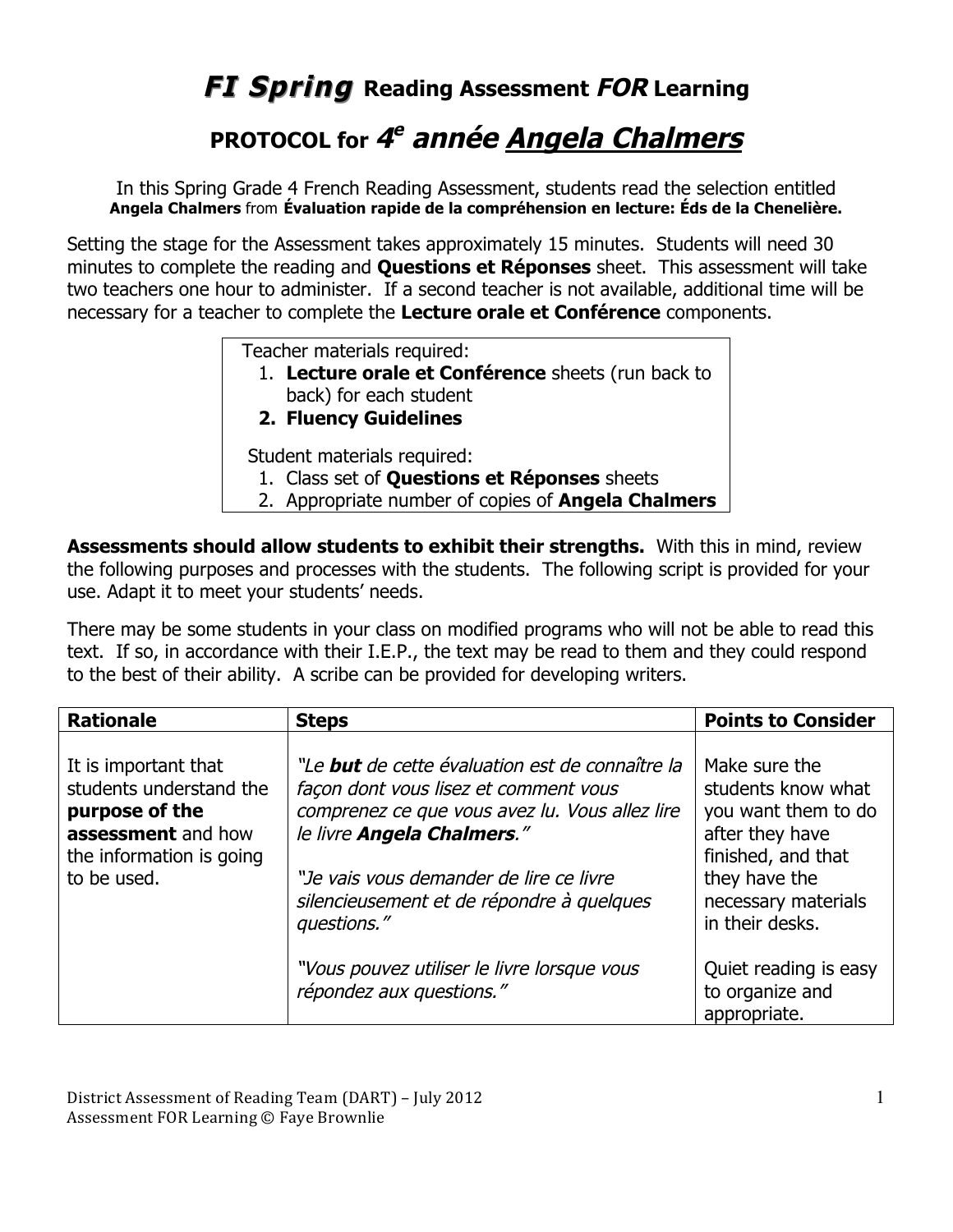# ***FI Spring*** Reading Assessment *FOR* Learning

## PROTOCOL for *4^e^ année* ***Angela Chalmers***

In this Spring Grade 4 French Reading Assessment, students read the selection entitled **Angela Chalmers** from **Évaluation rapide de la compréhension en lecture: Éds de la Chenelière.**

Setting the stage for the Assessment takes approximately 15 minutes. Students will need 30 minutes to complete the reading and **Questions et Réponses** sheet. This assessment will take two teachers one hour to administer. If a second teacher is not available, additional time will be necessary for a teacher to complete the **Lecture orale et Conférence** components.

Teacher materials required:

1. **Lecture orale et Conférence** sheets (run back to back) for each student
2. **Fluency Guidelines**

Student materials required:

1. Class set of **Questions et Réponses** sheets
2. Appropriate number of copies of **Angela Chalmers**

**Assessments should allow students to exhibit their strengths.** With this in mind, review the following purposes and processes with the students. The following script is provided for your use. Adapt it to meet your students' needs.

There may be some students in your class on modified programs who will not be able to read this text. If so, in accordance with their I.E.P., the text may be read to them and they could respond to the best of their ability. A scribe can be provided for developing writers.

| Rationale | Steps | Points to Consider |
|---|---|---|
| It is important that students understand the **purpose of the assessment** and how the information is going to be used. | *"Le **but** de cette évaluation est de connaître la façon dont vous lisez et comment vous comprenez ce que vous avez lu. Vous allez lire le livre **Angela Chalmers**."*<br><br>*"Je vais vous demander de lire ce livre silencieusement et de répondre à quelques questions."*<br><br>*"Vous pouvez utiliser le livre lorsque vous répondez aux questions."* | Make sure the students know what you want them to do after they have finished, and that they have the necessary materials in their desks.<br><br>Quiet reading is easy to organize and appropriate. |

District Assessment of Reading Team (DART) – July 2012
Assessment FOR Learning © Faye Brownlie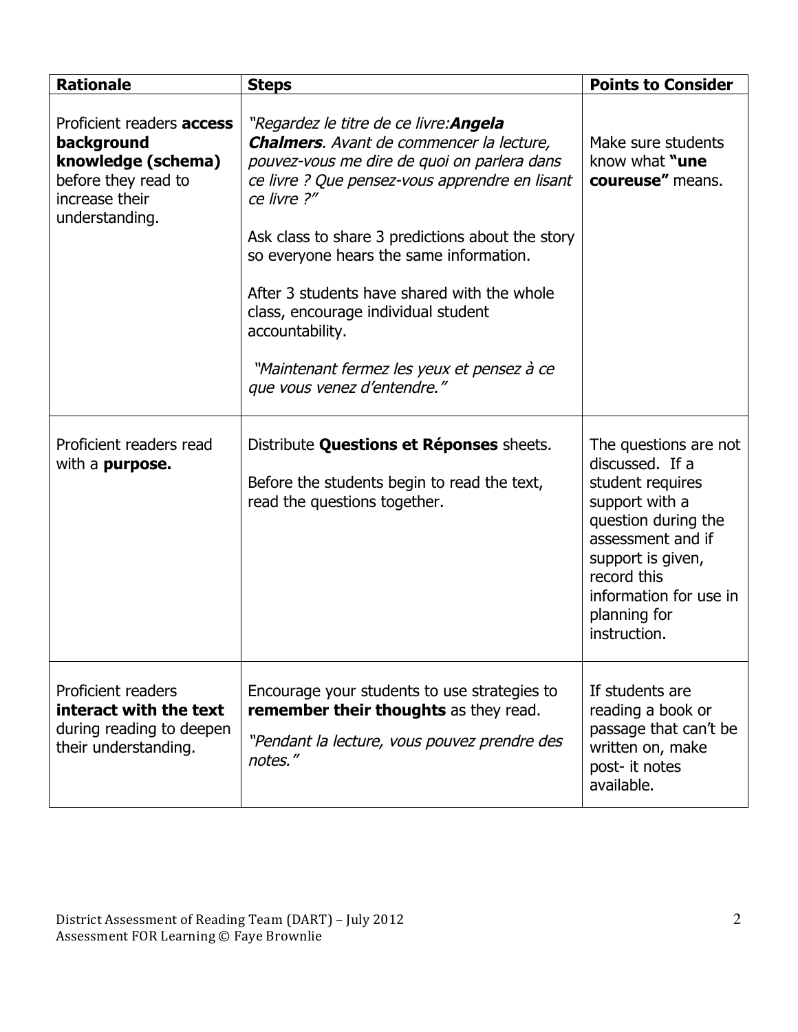| **Rationale** | **Steps** | **Points to Consider** |
|---|---|---|
| Proficient readers **access background knowledge (schema)** before they read to increase their understanding. | *"Regardez le titre de ce livre:**Angela Chalmers**. Avant de commencer la lecture, pouvez-vous me dire de quoi on parlera dans ce livre ? Que pensez-vous apprendre en lisant ce livre ?"*<br><br>Ask class to share 3 predictions about the story so everyone hears the same information.<br><br>After 3 students have shared with the whole class, encourage individual student accountability.<br><br>*"Maintenant fermez les yeux et pensez à ce que vous venez d'entendre."* | Make sure students know what **"une coureuse"** means. |
| Proficient readers read with a **purpose.** | Distribute **Questions et Réponses** sheets.<br><br>Before the students begin to read the text, read the questions together. | The questions are not discussed. If a student requires support with a question during the assessment and if support is given, record this information for use in planning for instruction. |
| Proficient readers **interact with the text** during reading to deepen their understanding. | Encourage your students to use strategies to **remember their thoughts** as they read.<br><br>*"Pendant la lecture, vous pouvez prendre des notes."* | If students are reading a book or passage that can't be written on, make post- it notes available. |

District Assessment of Reading Team (DART) – July 2012
Assessment FOR Learning © Faye Brownlie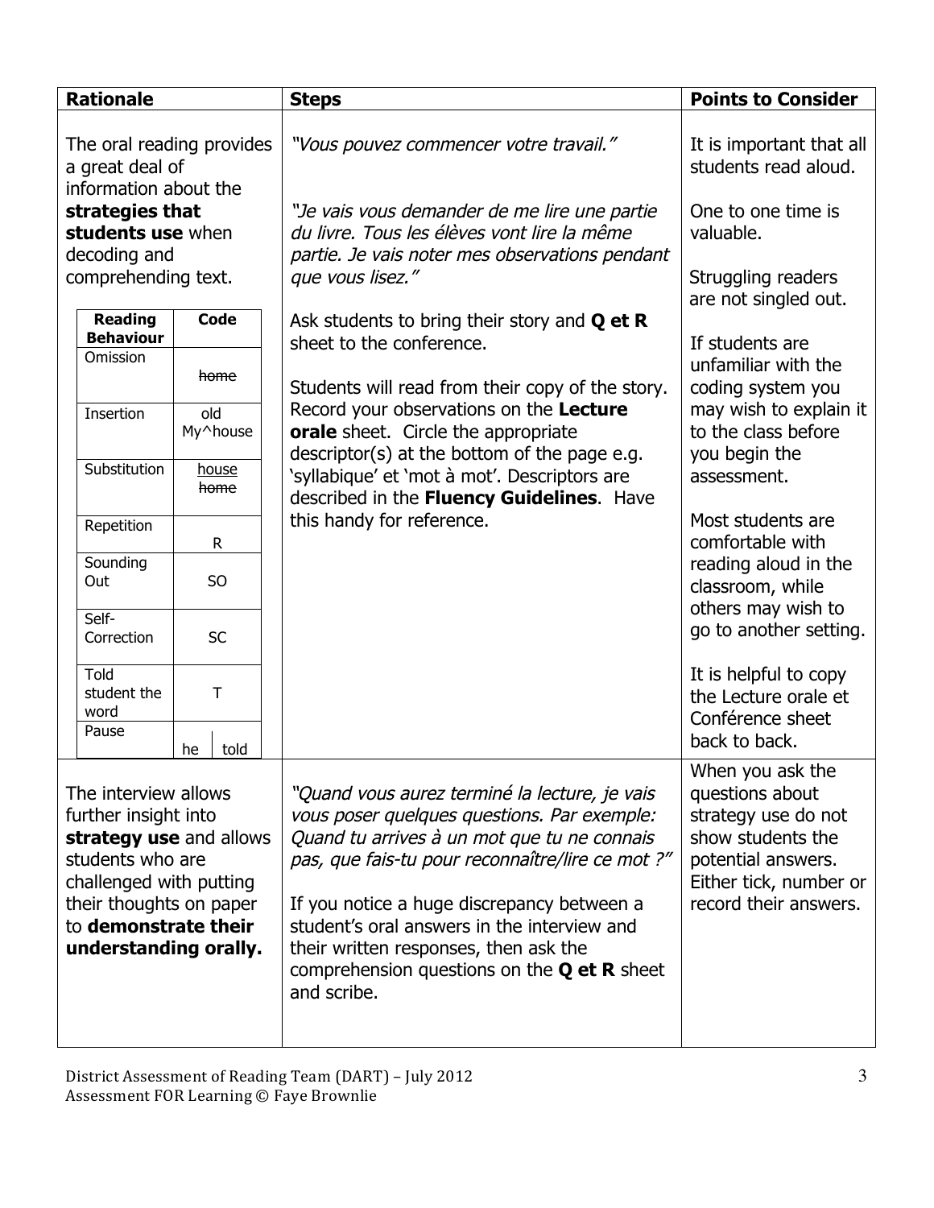| Rationale | Steps | Points to Consider |
|---|---|---|
| The oral reading provides a great deal of information about the **strategies that students use** when decoding and comprehending text. | *"Vous pouvez commencer votre travail."*<br><br>*"Je vais vous demander de me lire une partie du livre. Tous les élèves vont lire la même partie. Je vais noter mes observations pendant que vous lisez."*<br><br>Ask students to bring their story and **Q et R** sheet to the conference.<br><br>Students will read from their copy of the story. Record your observations on the **Lecture orale** sheet. Circle the appropriate descriptor(s) at the bottom of the page e.g. 'syllabique' et 'mot à mot'. Descriptors are described in the **Fluency Guidelines**. Have this handy for reference. | It is important that all students read aloud.<br><br>One to one time is valuable.<br><br>Struggling readers are not singled out.<br><br>If students are unfamiliar with the coding system you may wish to explain it to the class before you begin the assessment.<br><br>Most students are comfortable with reading aloud in the classroom, while others may wish to go to another setting.<br><br>It is helpful to copy the Lecture orale et Conférence sheet back to back. |
| The interview allows further insight into **strategy use** and allows students who are challenged with putting their thoughts on paper to **demonstrate their understanding orally.** | *"Quand vous aurez terminé la lecture, je vais vous poser quelques questions. Par exemple: Quand tu arrives à un mot que tu ne connais pas, que fais-tu pour reconnaître/lire ce mot ?"*<br><br>If you notice a huge discrepancy between a student's oral answers in the interview and their written responses, then ask the comprehension questions on the **Q et R** sheet and scribe. | When you ask the questions about strategy use do not show students the potential answers. Either tick, number or record their answers. |

| Reading Behaviour | Code |
|---|---|
| Omission | ~~home~~ |
| Insertion | old<br>My^house |
| Substitution | house<br>~~home~~ |
| Repetition | R |
| Sounding Out | SO |
| Self-Correction | SC |
| Told student the word | T |
| Pause | he \| told |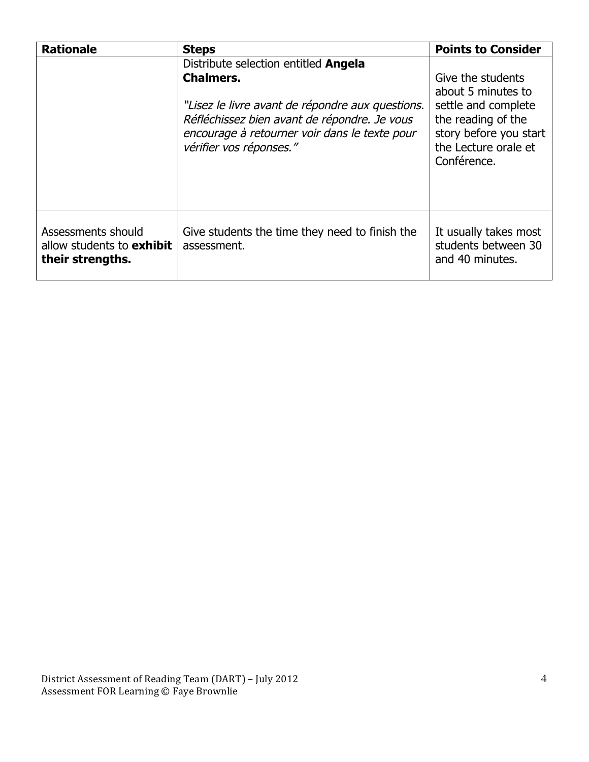| Rationale | Steps | Points to Consider |
|---|---|---|
| | Distribute selection entitled **Angela Chalmers.** *"Lisez le livre avant de répondre aux questions. Réfléchissez bien avant de répondre. Je vous encourage à retourner voir dans le texte pour vérifier vos réponses."* | Give the students about 5 minutes to settle and complete the reading of the story before you start the Lecture orale et Conférence. |
| Assessments should allow students to **exhibit their strengths.** | Give students the time they need to finish the assessment. | It usually takes most students between 30 and 40 minutes. |